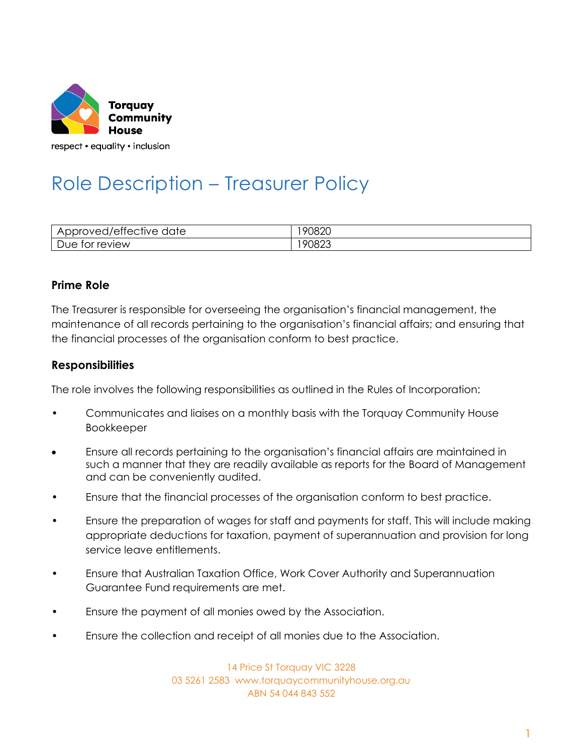Torquay Community House

respect • equality • inclusion

# Role Description – Treasurer Policy

| Approved/effective date | 190820 |
|---|---|
| Due for review | 190823 |

## Prime Role

The Treasurer is responsible for overseeing the organisation's financial management, the maintenance of all records pertaining to the organisation's financial affairs; and ensuring that the financial processes of the organisation conform to best practice.

## Responsibilities

The role involves the following responsibilities as outlined in the Rules of Incorporation:

- Communicates and liaises on a monthly basis with the Torquay Community House Bookkeeper
- Ensure all records pertaining to the organisation's financial affairs are maintained in such a manner that they are readily available as reports for the Board of Management and can be conveniently audited.
- Ensure that the financial processes of the organisation conform to best practice.
- Ensure the preparation of wages for staff and payments for staff. This will include making appropriate deductions for taxation, payment of superannuation and provision for long service leave entitlements.
- Ensure that Australian Taxation Office, Work Cover Authority and Superannuation Guarantee Fund requirements are met.
- Ensure the payment of all monies owed by the Association.
- Ensure the collection and receipt of all monies due to the Association.

14 Price St Torquay VIC 3228
03 5261 2583 www.torquaycommunityhouse.org.au
ABN 54 044 843 552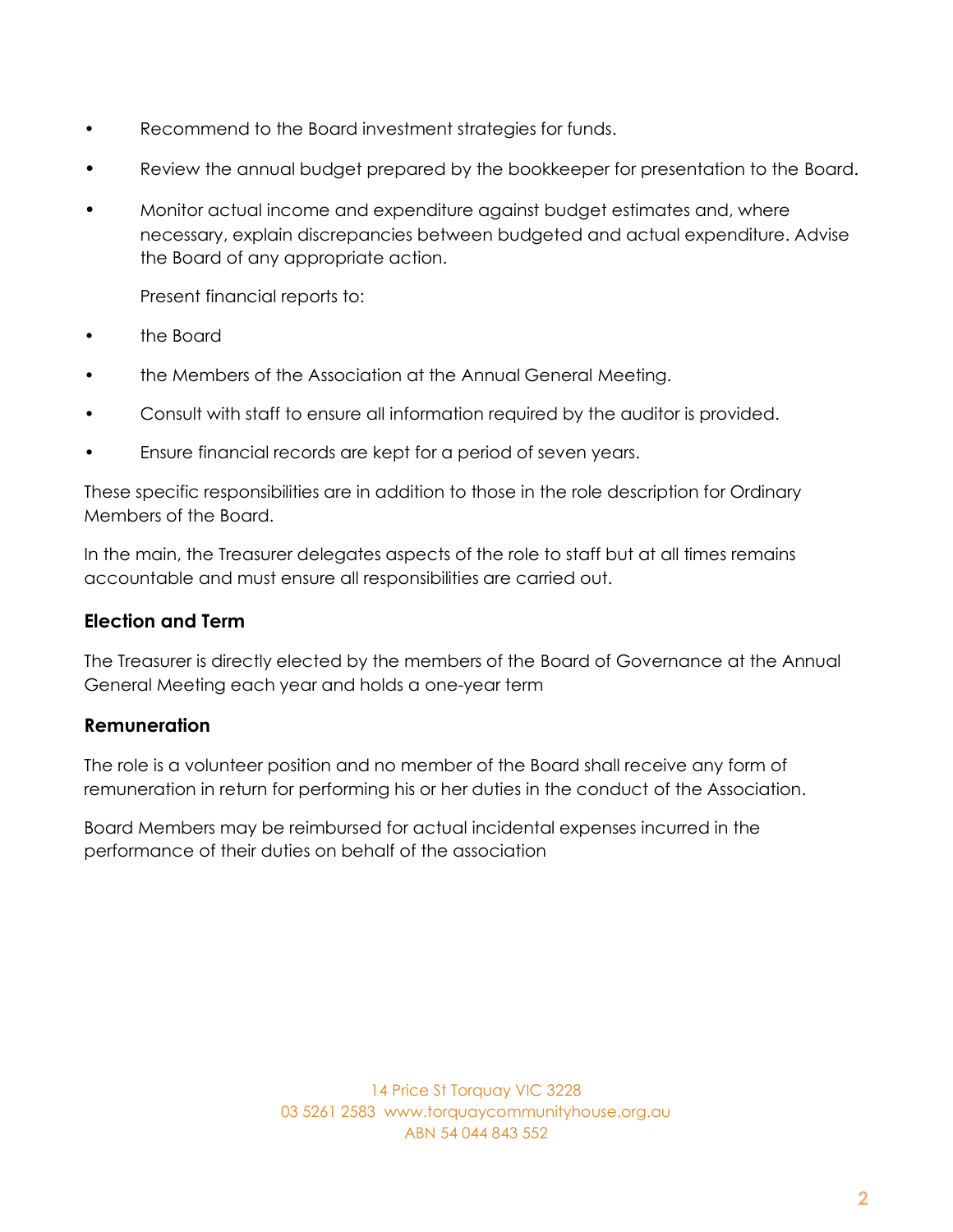- Recommend to the Board investment strategies for funds.
- Review the annual budget prepared by the bookkeeper for presentation to the Board.
- Monitor actual income and expenditure against budget estimates and, where necessary, explain discrepancies between budgeted and actual expenditure. Advise the Board of any appropriate action.

  Present financial reports to:

- the Board
- the Members of the Association at the Annual General Meeting.
- Consult with staff to ensure all information required by the auditor is provided.
- Ensure financial records are kept for a period of seven years.

These specific responsibilities are in addition to those in the role description for Ordinary Members of the Board.

In the main, the Treasurer delegates aspects of the role to staff but at all times remains accountable and must ensure all responsibilities are carried out.

### Election and Term

The Treasurer is directly elected by the members of the Board of Governance at the Annual General Meeting each year and holds a one-year term

### Remuneration

The role is a volunteer position and no member of the Board shall receive any form of remuneration in return for performing his or her duties in the conduct of the Association.

Board Members may be reimbursed for actual incidental expenses incurred in the performance of their duties on behalf of the association

14 Price St Torquay VIC 3228
03 5261 2583 www.torquaycommunityhouse.org.au
ABN 54 044 843 552